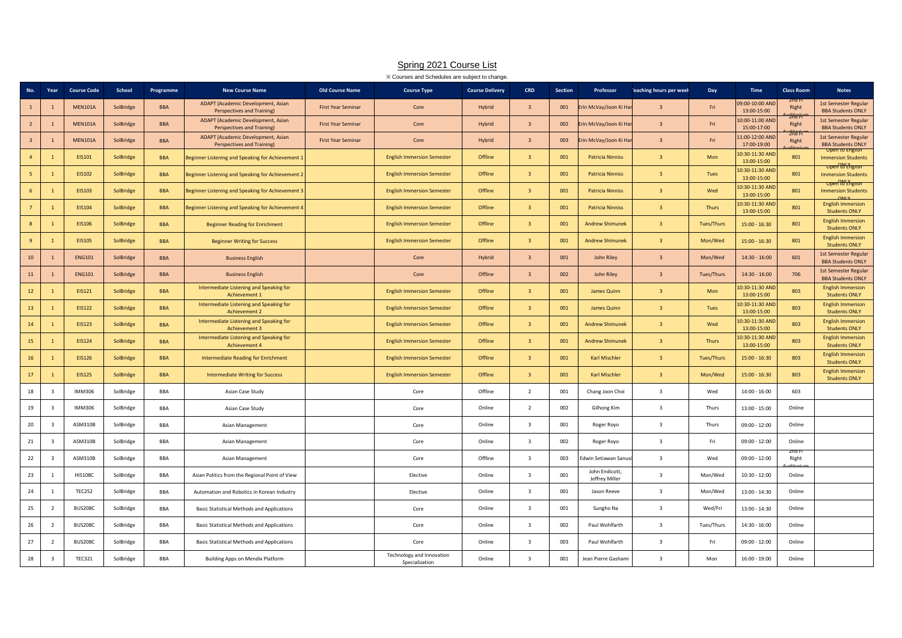# Spring 2021 Course List

※ Courses and Schedules are subject to change.

| No. | Year | Course Code | School | Programme | New Course Name | Old Course Name | Course Type | Course Delivery | CRD | Section | Professor | Teaching hours per week | Day | Time | Class Room | Notes |
|---|---|---|---|---|---|---|---|---|---|---|---|---|---|---|---|---|
| 1 | 1 | MEN101A | SolBridge | BBA | ADAPT (Academic Development, Asian Perspectives and Training) | First Year Seminar | Core | Hybrid | 3 | 001 | Erin McVay/Joon Ki Han | 3 | Fri | 09:00-10:00 AND 13:00-15:00 | 2nd Fl Right Auditorium | 1st Semester Regular BBA Students ONLY |
| 2 | 1 | MEN101A | SolBridge | BBA | ADAPT (Academic Development, Asian Perspectives and Training) | First Year Seminar | Core | Hybrid | 3 | 002 | Erin McVay/Joon Ki Han | 3 | Fri | 10:00-11:00 AND 15:00-17:00 | 2nd Fl Right Auditorium | 1st Semester Regular BBA Students ONLY |
| 3 | 1 | MEN101A | SolBridge | BBA | ADAPT (Academic Development, Asian Perspectives and Training) | First Year Seminar | Core | Hybrid | 3 | 003 | Erin McVay/Joon Ki Han | 3 | Fri | 11:00-12:00 AND 17:00-19:00 | 2nd Fl Right Auditorium | 1st Semester Regular BBA Students ONLY |
| 4 | 1 | EIS101 | SolBridge | BBA | Beginner Listening and Speaking for Achievement 1 | | English Immersion Semester | Offline | 3 | 001 | Patricia Ninniss | 3 | Mon | 10:30-11:30 AND 13:00-15:00 | 801 | Open to English Immersion Students ONLY |
| 5 | 1 | EIS102 | SolBridge | BBA | Beginner Listening and Speaking for Achievement 2 | | English Immersion Semester | Offline | 3 | 001 | Patricia Ninniss | 3 | Tues | 10:30-11:30 AND 13:00-15:00 | 801 | Open to English Immersion Students ONLY |
| 6 | 1 | EIS103 | SolBridge | BBA | Beginner Listening and Speaking for Achievement 3 | | English Immersion Semester | Offline | 3 | 001 | Patricia Ninniss | 3 | Wed | 10:30-11:30 AND 13:00-15:00 | 801 | Open to English Immersion Students ONLY |
| 7 | 1 | EIS104 | SolBridge | BBA | Beginner Listening and Speaking for Achievement 4 | | English Immersion Semester | Offline | 3 | 001 | Patricia Ninniss | 3 | Thurs | 10:30-11:30 AND 13:00-15:00 | 801 | English Immersion Students ONLY |
| 8 | 1 | EIS106 | SolBridge | BBA | Beginner Reading for Enrichment | | English Immersion Semester | Offline | 3 | 001 | Andrew Shimunek | 3 | Tues/Thurs | 15:00 - 16:30 | 801 | English Immersion Students ONLY |
| 9 | 1 | EIS105 | SolBridge | BBA | Beginner Writing for Success | | English Immersion Semester | Offline | 3 | 001 | Andrew Shimunek | 3 | Mon/Wed | 15:00 - 16:30 | 801 | English Immersion Students ONLY |
| 10 | 1 | ENG101 | SolBridge | BBA | Business English | | Core | Hybrid | 3 | 001 | John Riley | 3 | Mon/Wed | 14:30 - 16:00 | 601 | 1st Semester Regular BBA Students ONLY |
| 11 | 1 | ENG101 | SolBridge | BBA | Business English | | Core | Offline | 3 | 002 | John Riley | 3 | Tues/Thurs | 14:30 - 16:00 | 706 | 1st Semester Regular BBA Students ONLY |
| 12 | 1 | EIS121 | SolBridge | BBA | Intermediate Listening and Speaking for Achievement 1 | | English Immersion Semester | Offline | 3 | 001 | James Quinn | 3 | Mon | 10:30-11:30 AND 13:00-15:00 | 803 | English Immersion Students ONLY |
| 13 | 1 | EIS122 | SolBridge | BBA | Intermediate Listening and Speaking for Achievement 2 | | English Immersion Semester | Offline | 3 | 001 | James Quinn | 3 | Tues | 10:30-11:30 AND 13:00-15:00 | 803 | English Immersion Students ONLY |
| 14 | 1 | EIS123 | SolBridge | BBA | Intermediate Listening and Speaking for Achievement 3 | | English Immersion Semester | Offline | 3 | 001 | Andrew Shimunek | 3 | Wed | 10:30-11:30 AND 13:00-15:00 | 803 | English Immersion Students ONLY |
| 15 | 1 | EIS124 | SolBridge | BBA | Intermediate Listening and Speaking for Achievement 4 | | English Immersion Semester | Offline | 3 | 001 | Andrew Shimunek | 3 | Thurs | 10:30-11:30 AND 13:00-15:00 | 803 | English Immersion Students ONLY |
| 16 | 1 | EIS126 | SolBridge | BBA | Intermediate Reading for Enrichment | | English Immersion Semester | Offline | 3 | 001 | Karl Mischler | 3 | Tues/Thurs | 15:00 - 16:30 | 803 | English Immersion Students ONLY |
| 17 | 1 | EIS125 | SolBridge | BBA | Intermediate Writing for Success | | English Immersion Semester | Offline | 3 | 001 | Karl Mischler | 3 | Mon/Wed | 15:00 - 16:30 | 803 | English Immersion Students ONLY |
| 18 | 3 | IMM306 | SolBridge | BBA | Asian Case Study | | Core | Offline | 2 | 001 | Chang Joon Choi | 3 | Wed | 14:00 - 16:00 | 603 | |
| 19 | 3 | IMM306 | SolBridge | BBA | Asian Case Study | | Core | Online | 2 | 002 | Gilhong Kim | 3 | Thurs | 13:00 - 15:00 | Online | |
| 20 | 3 | ASM310B | SolBridge | BBA | Asian Management | | Core | Online | 3 | 001 | Roger Royo | 3 | Thurs | 09:00 - 12:00 | Online | |
| 21 | 3 | ASM310B | SolBridge | BBA | Asian Management | | Core | Online | 3 | 002 | Roger Royo | 3 | Fri | 09:00 - 12:00 | Online | |
| 22 | 3 | ASM310B | SolBridge | BBA | Asian Management | | Core | Offline | 3 | 003 | Edwin Setiawan Sanusi | 3 | Wed | 09:00 - 12:00 | 2nd Fl Right Auditorium | |
| 23 | 1 | HIS108C | SolBridge | BBA | Asian Politics from the Regional Point of View | | Elective | Online | 3 | 001 | John Endicott, Jeffrey Miller | 3 | Mon/Wed | 10:30 - 12:00 | Online | |
| 24 | 1 | TEC252 | SolBridge | BBA | Automation and Robotics in Korean Industry | | Elective | Online | 3 | 001 | Jason Reeve | 3 | Mon/Wed | 13:00 - 14:30 | Online | |
| 25 | 2 | BUS208C | SolBridge | BBA | Basic Statistical Methods and Applications | | Core | Online | 3 | 001 | Sungho Na | 3 | Wed/Fri | 13:00 - 14:30 | Online | |
| 26 | 2 | BUS208C | SolBridge | BBA | Basic Statistical Methods and Applications | | Core | Online | 3 | 002 | Paul Wohlfarth | 3 | Tues/Thurs | 14:30 - 16:00 | Online | |
| 27 | 2 | BUS208C | SolBridge | BBA | Basic Statistical Methods and Applications | | Core | Online | 3 | 003 | Paul Wohlfarth | 3 | Fri | 09:00 - 12:00 | Online | |
| 28 | 3 | TEC321 | SolBridge | BBA | Building Apps on Mendix Platform | | Technology and Innovation Specialization | Online | 3 | 001 | Jean Pierre Gashami | 3 | Mon | 16:00 - 19:00 | Online | |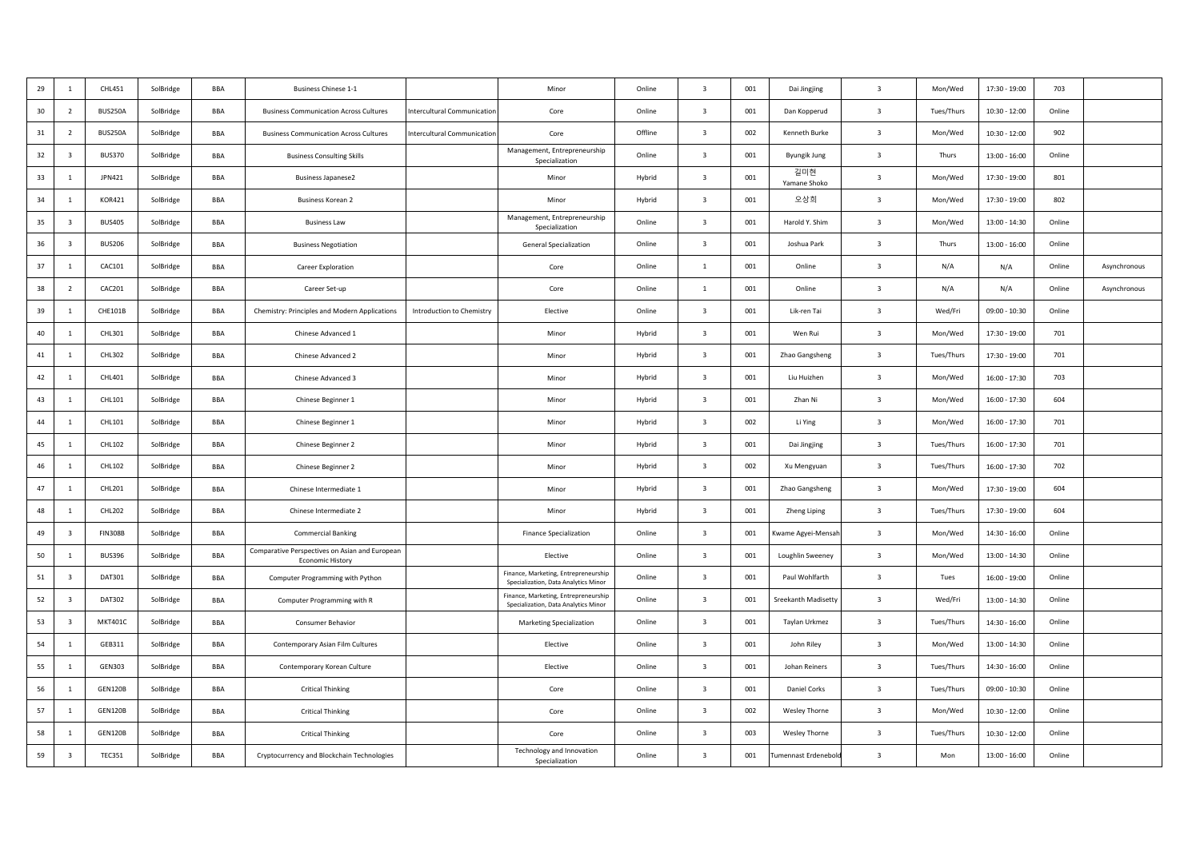| 29 | 1 | CHL451 | SolBridge | BBA | Business Chinese 1-1 | | Minor | Online | 3 | 001 | Dai Jingjing | 3 | Mon/Wed | 17:30 - 19:00 | 703 | |
|---|---|---|---|---|---|---|---|---|---|---|---|---|---|---|---|---|
| 30 | 2 | BUS250A | SolBridge | BBA | Business Communication Across Cultures | Intercultural Communication | Core | Online | 3 | 001 | Dan Kopperud | 3 | Tues/Thurs | 10:30 - 12:00 | Online | |
| 31 | 2 | BUS250A | SolBridge | BBA | Business Communication Across Cultures | Intercultural Communication | Core | Offline | 3 | 002 | Kenneth Burke | 3 | Mon/Wed | 10:30 - 12:00 | 902 | |
| 32 | 3 | BUS370 | SolBridge | BBA | Business Consulting Skills | | Management, Entrepreneurship Specialization | Online | 3 | 001 | Byungik Jung | 3 | Thurs | 13:00 - 16:00 | Online | |
| 33 | 1 | JPN421 | SolBridge | BBA | Business Japanese2 | | Minor | Hybrid | 3 | 001 | 김미현 Yamane Shoko | 3 | Mon/Wed | 17:30 - 19:00 | 801 | |
| 34 | 1 | KOR421 | SolBridge | BBA | Business Korean 2 | | Minor | Hybrid | 3 | 001 | 오상희 | 3 | Mon/Wed | 17:30 - 19:00 | 802 | |
| 35 | 3 | BUS405 | SolBridge | BBA | Business Law | | Management, Entrepreneurship Specialization | Online | 3 | 001 | Harold Y. Shim | 3 | Mon/Wed | 13:00 - 14:30 | Online | |
| 36 | 3 | BUS206 | SolBridge | BBA | Business Negotiation | | General Specialization | Online | 3 | 001 | Joshua Park | 3 | Thurs | 13:00 - 16:00 | Online | |
| 37 | 1 | CAC101 | SolBridge | BBA | Career Exploration | | Core | Online | 1 | 001 | Online | 3 | N/A | N/A | Online | Asynchronous |
| 38 | 2 | CAC201 | SolBridge | BBA | Career Set-up | | Core | Online | 1 | 001 | Online | 3 | N/A | N/A | Online | Asynchronous |
| 39 | 1 | CHE101B | SolBridge | BBA | Chemistry: Principles and Modern Applications | Introduction to Chemistry | Elective | Online | 3 | 001 | Lik-ren Tai | 3 | Wed/Fri | 09:00 - 10:30 | Online | |
| 40 | 1 | CHL301 | SolBridge | BBA | Chinese Advanced 1 | | Minor | Hybrid | 3 | 001 | Wen Rui | 3 | Mon/Wed | 17:30 - 19:00 | 701 | |
| 41 | 1 | CHL302 | SolBridge | BBA | Chinese Advanced 2 | | Minor | Hybrid | 3 | 001 | Zhao Gangsheng | 3 | Tues/Thurs | 17:30 - 19:00 | 701 | |
| 42 | 1 | CHL401 | SolBridge | BBA | Chinese Advanced 3 | | Minor | Hybrid | 3 | 001 | Liu Huizhen | 3 | Mon/Wed | 16:00 - 17:30 | 703 | |
| 43 | 1 | CHL101 | SolBridge | BBA | Chinese Beginner 1 | | Minor | Hybrid | 3 | 001 | Zhan Ni | 3 | Mon/Wed | 16:00 - 17:30 | 604 | |
| 44 | 1 | CHL101 | SolBridge | BBA | Chinese Beginner 1 | | Minor | Hybrid | 3 | 002 | Li Ying | 3 | Mon/Wed | 16:00 - 17:30 | 701 | |
| 45 | 1 | CHL102 | SolBridge | BBA | Chinese Beginner 2 | | Minor | Hybrid | 3 | 001 | Dai Jingjing | 3 | Tues/Thurs | 16:00 - 17:30 | 701 | |
| 46 | 1 | CHL102 | SolBridge | BBA | Chinese Beginner 2 | | Minor | Hybrid | 3 | 002 | Xu Mengyuan | 3 | Tues/Thurs | 16:00 - 17:30 | 702 | |
| 47 | 1 | CHL201 | SolBridge | BBA | Chinese Intermediate 1 | | Minor | Hybrid | 3 | 001 | Zhao Gangsheng | 3 | Mon/Wed | 17:30 - 19:00 | 604 | |
| 48 | 1 | CHL202 | SolBridge | BBA | Chinese Intermediate 2 | | Minor | Hybrid | 3 | 001 | Zheng Liping | 3 | Tues/Thurs | 17:30 - 19:00 | 604 | |
| 49 | 3 | FIN308B | SolBridge | BBA | Commercial Banking | | Finance Specialization | Online | 3 | 001 | Kwame Agyei-Mensah | 3 | Mon/Wed | 14:30 - 16:00 | Online | |
| 50 | 1 | BUS396 | SolBridge | BBA | Comparative Perspectives on Asian and European Economic History | | Elective | Online | 3 | 001 | Loughlin Sweeney | 3 | Mon/Wed | 13:00 - 14:30 | Online | |
| 51 | 3 | DAT301 | SolBridge | BBA | Computer Programming with Python | | Finance, Marketing, Entrepreneurship Specialization, Data Analytics Minor | Online | 3 | 001 | Paul Wohlfarth | 3 | Tues | 16:00 - 19:00 | Online | |
| 52 | 3 | DAT302 | SolBridge | BBA | Computer Programming with R | | Finance, Marketing, Entrepreneurship Specialization, Data Analytics Minor | Online | 3 | 001 | Sreekanth Madisetty | 3 | Wed/Fri | 13:00 - 14:30 | Online | |
| 53 | 3 | MKT401C | SolBridge | BBA | Consumer Behavior | | Marketing Specialization | Online | 3 | 001 | Taylan Urkmez | 3 | Tues/Thurs | 14:30 - 16:00 | Online | |
| 54 | 1 | GEB311 | SolBridge | BBA | Contemporary Asian Film Cultures | | Elective | Online | 3 | 001 | John Riley | 3 | Mon/Wed | 13:00 - 14:30 | Online | |
| 55 | 1 | GEN303 | SolBridge | BBA | Contemporary Korean Culture | | Elective | Online | 3 | 001 | Johan Reiners | 3 | Tues/Thurs | 14:30 - 16:00 | Online | |
| 56 | 1 | GEN120B | SolBridge | BBA | Critical Thinking | | Core | Online | 3 | 001 | Daniel Corks | 3 | Tues/Thurs | 09:00 - 10:30 | Online | |
| 57 | 1 | GEN120B | SolBridge | BBA | Critical Thinking | | Core | Online | 3 | 002 | Wesley Thorne | 3 | Mon/Wed | 10:30 - 12:00 | Online | |
| 58 | 1 | GEN120B | SolBridge | BBA | Critical Thinking | | Core | Online | 3 | 003 | Wesley Thorne | 3 | Tues/Thurs | 10:30 - 12:00 | Online | |
| 59 | 3 | TEC351 | SolBridge | BBA | Cryptocurrency and Blockchain Technologies | | Technology and Innovation Specialization | Online | 3 | 001 | Tumennast Erdenebold | 3 | Mon | 13:00 - 16:00 | Online | |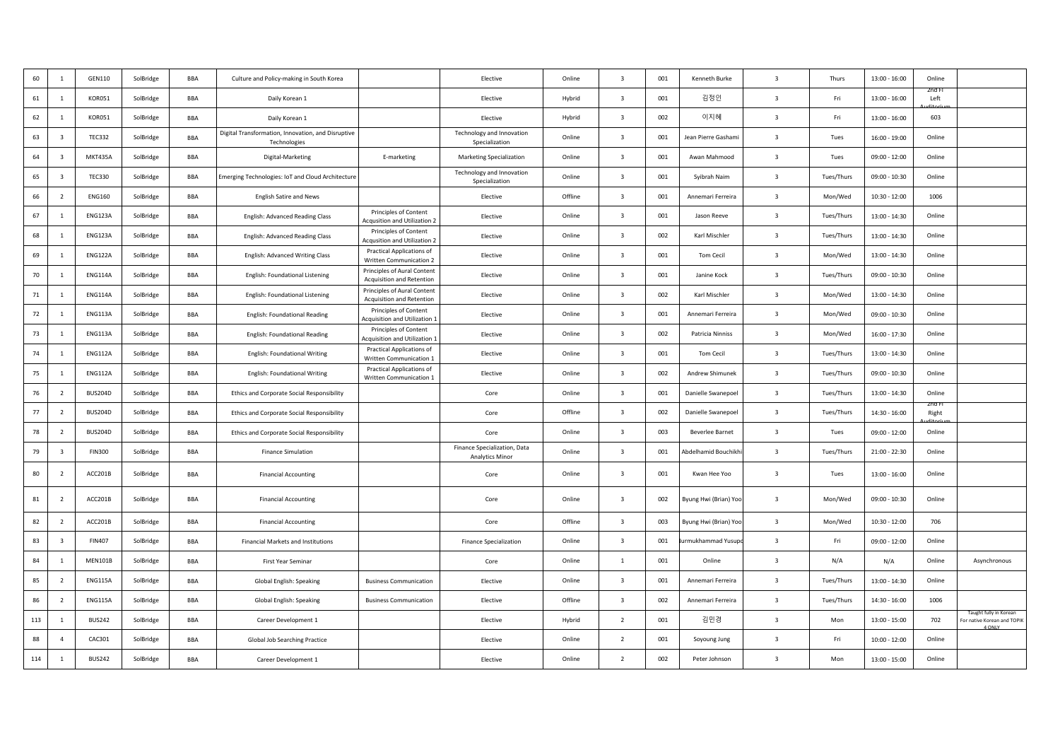| 60 | 1 | GEN110 | SolBridge | BBA | Culture and Policy-making in South Korea | | Elective | Online | 3 | 001 | Kenneth Burke | 3 | Thurs | 13:00 - 16:00 | Online | |
|---|---|---|---|---|---|---|---|---|---|---|---|---|---|---|---|---|
| 61 | 1 | KOR051 | SolBridge | BBA | Daily Korean 1 | | Elective | Hybrid | 3 | 001 | 김정인 | 3 | Fri | 13:00 - 16:00 | 2nd Fl Left Auditorium | |
| 62 | 1 | KOR051 | SolBridge | BBA | Daily Korean 1 | | Elective | Hybrid | 3 | 002 | 이지혜 | 3 | Fri | 13:00 - 16:00 | 603 | |
| 63 | 3 | TEC332 | SolBridge | BBA | Digital Transformation, Innovation, and Disruptive Technologies | | Technology and Innovation Specialization | Online | 3 | 001 | Jean Pierre Gashami | 3 | Tues | 16:00 - 19:00 | Online | |
| 64 | 3 | MKT435A | SolBridge | BBA | Digital-Marketing | E-marketing | Marketing Specialization | Online | 3 | 001 | Awan Mahmood | 3 | Tues | 09:00 - 12:00 | Online | |
| 65 | 3 | TEC330 | SolBridge | BBA | Emerging Technologies: IoT and Cloud Architecture | | Technology and Innovation Specialization | Online | 3 | 001 | Syibrah Naim | 3 | Tues/Thurs | 09:00 - 10:30 | Online | |
| 66 | 2 | ENG160 | SolBridge | BBA | English Satire and News | | Elective | Offline | 3 | 001 | Annemari Ferreira | 3 | Mon/Wed | 10:30 - 12:00 | 1006 | |
| 67 | 1 | ENG123A | SolBridge | BBA | English: Advanced Reading Class | Principles of Content Acqusition and Utilization 2 | Elective | Online | 3 | 001 | Jason Reeve | 3 | Tues/Thurs | 13:00 - 14:30 | Online | |
| 68 | 1 | ENG123A | SolBridge | BBA | English: Advanced Reading Class | Principles of Content Acqusition and Utilization 2 | Elective | Online | 3 | 002 | Karl Mischler | 3 | Tues/Thurs | 13:00 - 14:30 | Online | |
| 69 | 1 | ENG122A | SolBridge | BBA | English: Advanced Writing Class | Practical Applications of Written Communication 2 | Elective | Online | 3 | 001 | Tom Cecil | 3 | Mon/Wed | 13:00 - 14:30 | Online | |
| 70 | 1 | ENG114A | SolBridge | BBA | English: Foundational Listening | Principles of Aural Content Acquisition and Retention | Elective | Online | 3 | 001 | Janine Kock | 3 | Tues/Thurs | 09:00 - 10:30 | Online | |
| 71 | 1 | ENG114A | SolBridge | BBA | English: Foundational Listening | Principles of Aural Content Acquisition and Retention | Elective | Online | 3 | 002 | Karl Mischler | 3 | Mon/Wed | 13:00 - 14:30 | Online | |
| 72 | 1 | ENG113A | SolBridge | BBA | English: Foundational Reading | Principles of Content Acquisition and Utilization 1 | Elective | Online | 3 | 001 | Annemari Ferreira | 3 | Mon/Wed | 09:00 - 10:30 | Online | |
| 73 | 1 | ENG113A | SolBridge | BBA | English: Foundational Reading | Principles of Content Acquisition and Utilization 1 | Elective | Online | 3 | 002 | Patricia Ninniss | 3 | Mon/Wed | 16:00 - 17:30 | Online | |
| 74 | 1 | ENG112A | SolBridge | BBA | English: Foundational Writing | Practical Applications of Written Communication 1 | Elective | Online | 3 | 001 | Tom Cecil | 3 | Tues/Thurs | 13:00 - 14:30 | Online | |
| 75 | 1 | ENG112A | SolBridge | BBA | English: Foundational Writing | Practical Applications of Written Communication 1 | Elective | Online | 3 | 002 | Andrew Shimunek | 3 | Tues/Thurs | 09:00 - 10:30 | Online | |
| 76 | 2 | BUS204D | SolBridge | BBA | Ethics and Corporate Social Responsibility | | Core | Online | 3 | 001 | Danielle Swanepoel | 3 | Tues/Thurs | 13:00 - 14:30 | Online | |
| 77 | 2 | BUS204D | SolBridge | BBA | Ethics and Corporate Social Responsibility | | Core | Offline | 3 | 002 | Danielle Swanepoel | 3 | Tues/Thurs | 14:30 - 16:00 | 2nd Fl Right Auditorium | |
| 78 | 2 | BUS204D | SolBridge | BBA | Ethics and Corporate Social Responsibility | | Core | Online | 3 | 003 | Beverlee Barnet | 3 | Tues | 09:00 - 12:00 | Online | |
| 79 | 3 | FIN300 | SolBridge | BBA | Finance Simulation | | Finance Specialization, Data Analytics Minor | Online | 3 | 001 | Abdelhamid Bouchikhi | 3 | Tues/Thurs | 21:00 - 22:30 | Online | |
| 80 | 2 | ACC201B | SolBridge | BBA | Financial Accounting | | Core | Online | 3 | 001 | Kwan Hee Yoo | 3 | Tues | 13:00 - 16:00 | Online | |
| 81 | 2 | ACC201B | SolBridge | BBA | Financial Accounting | | Core | Online | 3 | 002 | Byung Hwi (Brian) Yoo | 3 | Mon/Wed | 09:00 - 10:30 | Online | |
| 82 | 2 | ACC201B | SolBridge | BBA | Financial Accounting | | Core | Offline | 3 | 003 | Byung Hwi (Brian) Yoo | 3 | Mon/Wed | 10:30 - 12:00 | 706 | |
| 83 | 3 | FIN407 | SolBridge | BBA | Financial Markets and Institutions | | Finance Specialization | Online | 3 | 001 | Jurmukhammad Yusupo | 3 | Fri | 09:00 - 12:00 | Online | |
| 84 | 1 | MEN101B | SolBridge | BBA | First Year Seminar | | Core | Online | 1 | 001 | Online | 3 | N/A | N/A | Online | Asynchronous |
| 85 | 2 | ENG115A | SolBridge | BBA | Global English: Speaking | Business Communication | Elective | Online | 3 | 001 | Annemari Ferreira | 3 | Tues/Thurs | 13:00 - 14:30 | Online | |
| 86 | 2 | ENG115A | SolBridge | BBA | Global English: Speaking | Business Communication | Elective | Offline | 3 | 002 | Annemari Ferreira | 3 | Tues/Thurs | 14:30 - 16:00 | 1006 | |
| 113 | 1 | BUS242 | SolBridge | BBA | Career Development 1 | | Elective | Hybrid | 2 | 001 | 김민경 | 3 | Mon | 13:00 - 15:00 | 702 | Taught fully in Korean For native Korean and TOPIK 4 ONLY |
| 88 | 4 | CAC301 | SolBridge | BBA | Global Job Searching Practice | | Elective | Online | 2 | 001 | Soyoung Jung | 3 | Fri | 10:00 - 12:00 | Online | |
| 114 | 1 | BUS242 | SolBridge | BBA | Career Development 1 | | Elective | Online | 2 | 002 | Peter Johnson | 3 | Mon | 13:00 - 15:00 | Online | |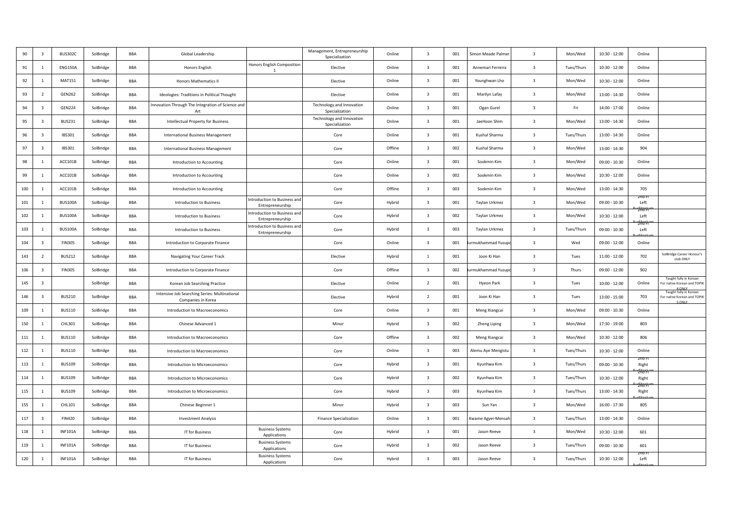| 90 | 3 | BUS302C | SolBridge | BBA | Global Leadership | | Management, Entrepreneurship Specialization | Online | 3 | 001 | Simon Meade Palmer | 3 | Mon/Wed | 10:30 - 12:00 | Online | |
|---|---|---|---|---|---|---|---|---|---|---|---|---|---|---|---|---|
| 91 | 1 | ENG150A | SolBridge | BBA | Honors English | Honors English Composition 1 | Elective | Online | 3 | 001 | Annemari Ferreira | 3 | Tues/Thurs | 10:30 - 12:00 | Online | |
| 92 | 1 | MAT151 | SolBridge | BBA | Honors Mathematics II | | Elective | Online | 3 | 001 | Younghwan Lho | 3 | Mon/Wed | 10:30 - 12:00 | Online | |
| 93 | 2 | GEN262 | SolBridge | BBA | Ideologies: Traditions in Political Thought | | Elective | Online | 3 | 001 | Marilyn Lafay | 3 | Mon/Wed | 13:00 - 14:30 | Online | |
| 94 | 3 | GEN224 | SolBridge | BBA | Innovation Through The Integration of Science and Art | | Technology and Innovation Specialization | Online | 3 | 001 | Ogan Gurel | 3 | Fri | 14:00 - 17:00 | Online | |
| 95 | 3 | BUS231 | SolBridge | BBA | Intellectual Property for Business | | Technology and Innovation Specialization | Online | 3 | 001 | JaeHoon Shim | 3 | Mon/Wed | 13:00 - 14:30 | Online | |
| 96 | 3 | IBS301 | SolBridge | BBA | International Business Management | | Core | Online | 3 | 001 | Kushal Sharma | 3 | Tues/Thurs | 13:00 - 14:30 | Online | |
| 97 | 3 | IBS301 | SolBridge | BBA | International Business Management | | Core | Offline | 3 | 002 | Kushal Sharma | 3 | Mon/Wed | 13:00 - 14:30 | 904 | |
| 98 | 1 | ACC101B | SolBridge | BBA | Introduction to Accounting | | Core | Online | 3 | 001 | Sookmin Kim | 3 | Mon/Wed | 09:00 - 10:30 | Online | |
| 99 | 1 | ACC101B | SolBridge | BBA | Introduction to Accounting | | Core | Online | 3 | 002 | Sookmin Kim | 3 | Mon/Wed | 10:30 - 12:00 | Online | |
| 100 | 1 | ACC101B | SolBridge | BBA | Introduction to Accounting | | Core | Offline | 3 | 003 | Sookmin Kim | 3 | Mon/Wed | 13:00 - 14:30 | 705 | |
| 101 | 1 | BUS100A | SolBridge | BBA | Introduction to Business | Introduction to Business and Entrepreneurship | Core | Hybrid | 3 | 001 | Taylan Urkmez | 3 | Mon/Wed | 09:00 - 10:30 | 2nd Fl Left Auditorium | |
| 102 | 1 | BUS100A | SolBridge | BBA | Introduction to Business | Introduction to Business and Entrepreneurship | Core | Hybrid | 3 | 002 | Taylan Urkmez | 3 | Mon/Wed | 10:30 - 12:00 | 2nd Fl Left Auditorium | |
| 103 | 1 | BUS100A | SolBridge | BBA | Introduction to Business | Introduction to Business and Entrepreneurship | Core | Hybrid | 3 | 003 | Taylan Urkmez | 3 | Tues/Thurs | 09:00 - 10:30 | 2nd Fl Left Auditorium | |
| 104 | 3 | FIN305 | SolBridge | BBA | Introduction to Corporate Finance | | Core | Online | 3 | 001 | Jurmukhammad Yusupo | 3 | Wed | 09:00 - 12:00 | Online | |
| 143 | 2 | BUS212 | SolBridge | BBA | Navigating Your Career Track | | Elective | Hybrid | 1 | 001 | Joon Ki Han | 3 | Tues | 11:00 - 12:00 | 702 | SolBridge Career Honour's club ONLY |
| 106 | 3 | FIN305 | SolBridge | BBA | Introduction to Corporate Finance | | Core | Offline | 3 | 002 | Jurmukhammad Yusupo | 3 | Thurs | 09:00 - 12:00 | 902 | |
| 145 | 3 | | SolBridge | BBA | Korean Job Searching Practice | | Elective | Online | 2 | 001 | Hyeon Park | 3 | Tues | 10:00 - 12:00 | Online | Taught fully in Korean For native Korean and TOPIK 4 ONLY |
| 146 | 3 | BUS210 | SolBridge | BBA | Intensive Job Searching Series: Multinational Companies in Korea | | Elective | Hybrid | 2 | 001 | Joon Ki Han | 3 | Tues | 13:00 - 15:00 | 703 | Taught fully in Korean For native Korean and TOPIK 5 ONLY |
| 109 | 1 | BUS110 | SolBridge | BBA | Introduction to Macroeconomics | | Core | Online | 3 | 001 | Meng Xiangcai | 3 | Mon/Wed | 09:00 - 10:30 | Online | |
| 150 | 1 | CHL301 | SolBridge | BBA | Chinese Advanced 1 | | Minor | Hybrid | 3 | 002 | Zheng Liping | 3 | Mon/Wed | 17:30 - 19:00 | 803 | |
| 111 | 1 | BUS110 | SolBridge | BBA | Introduction to Macroeconomics | | Core | Offline | 3 | 002 | Meng Xiangcai | 3 | Mon/Wed | 10:30 - 12:00 | 806 | |
| 112 | 1 | BUS110 | SolBridge | BBA | Introduction to Macroeconomics | | Core | Online | 3 | 003 | Alemu Aye Mengistu | 3 | Tues/Thurs | 10:30 - 12:00 | Online | |
| 113 | 1 | BUS109 | SolBridge | BBA | Introduction to Microeconomics | | Core | Hybrid | 3 | 001 | Kyunhwa Kim | 3 | Tues/Thurs | 09:00 - 10:30 | 2nd Fl Right Auditorium | |
| 114 | 1 | BUS109 | SolBridge | BBA | Introduction to Microeconomics | | Core | Hybrid | 3 | 002 | Kyunhwa Kim | 3 | Tues/Thurs | 10:30 - 12:00 | 2nd Fl Right Auditorium | |
| 115 | 1 | BUS109 | SolBridge | BBA | Introduction to Microeconomics | | Core | Hybrid | 3 | 003 | Kyunhwa Kim | 3 | Tues/Thurs | 13:00 - 14:30 | 2nd Fl Right Auditorium | |
| 155 | 1 | CHL101 | SolBridge | BBA | Chinese Beginner 1 | | Minor | Hybrid | 3 | 003 | Sun Yan | 3 | Mon/Wed | 16:00 - 17:30 | 805 | |
| 117 | 3 | FIN420 | SolBridge | BBA | Investment Analysis | | Finance Specialization | Online | 3 | 001 | Kwame Agyei-Mensah | 3 | Tues/Thurs | 13:00 - 14:30 | Online | |
| 118 | 1 | INF101A | SolBridge | BBA | IT for Business | Business Systems Applications | Core | Hybrid | 3 | 001 | Jason Reeve | 3 | Mon/Wed | 10:30 - 12:00 | 601 | |
| 119 | 1 | INF101A | SolBridge | BBA | IT for Business | Business Systems Applications | Core | Hybrid | 3 | 002 | Jason Reeve | 3 | Tues/Thurs | 09:00 - 10:30 | 601 | |
| 120 | 1 | INF101A | SolBridge | BBA | IT for Business | Business Systems Applications | Core | Hybrid | 3 | 003 | Jason Reeve | 3 | Tues/Thurs | 10:30 - 12:00 | 2nd Fl Left Auditorium | |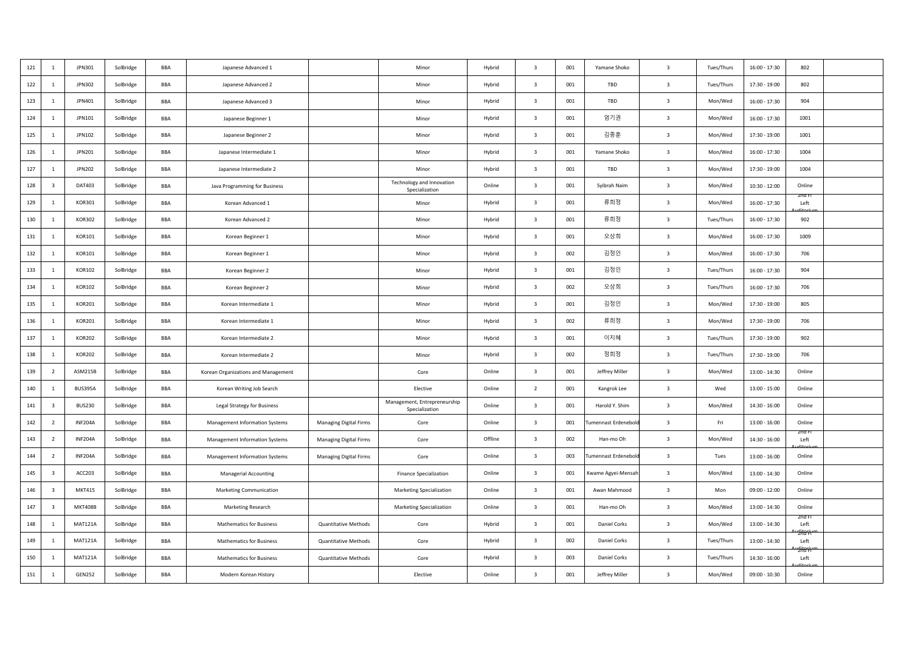| 121 | 1 | JPN301 | SolBridge | BBA | Japanese Advanced 1 | | Minor | Hybrid | 3 | 001 | Yamane Shoko | 3 | Tues/Thurs | 16:00 - 17:30 | 802 | |
|---|---|---|---|---|---|---|---|---|---|---|---|---|---|---|---|---|
| 122 | 1 | JPN302 | SolBridge | BBA | Japanese Advanced 2 | | Minor | Hybrid | 3 | 001 | TBD | 3 | Tues/Thurs | 17:30 - 19:00 | 802 | |
| 123 | 1 | JPN401 | SolBridge | BBA | Japanese Advanced 3 | | Minor | Hybrid | 3 | 001 | TBD | 3 | Mon/Wed | 16:00 - 17:30 | 904 | |
| 124 | 1 | JPN101 | SolBridge | BBA | Japanese Beginner 1 | | Minor | Hybrid | 3 | 001 | 엄기권 | 3 | Mon/Wed | 16:00 - 17:30 | 1001 | |
| 125 | 1 | JPN102 | SolBridge | BBA | Japanese Beginner 2 | | Minor | Hybrid | 3 | 001 | 김종훈 | 3 | Mon/Wed | 17:30 - 19:00 | 1001 | |
| 126 | 1 | JPN201 | SolBridge | BBA | Japanese Intermediate 1 | | Minor | Hybrid | 3 | 001 | Yamane Shoko | 3 | Mon/Wed | 16:00 - 17:30 | 1004 | |
| 127 | 1 | JPN202 | SolBridge | BBA | Japanese Intermediate 2 | | Minor | Hybrid | 3 | 001 | TBD | 3 | Mon/Wed | 17:30 - 19:00 | 1004 | |
| 128 | 3 | DAT403 | SolBridge | BBA | Java Programming for Business | | Technology and Innovation Specialization | Online | 3 | 001 | Syibrah Naim | 3 | Mon/Wed | 10:30 - 12:00 | Online | |
| 129 | 1 | KOR301 | SolBridge | BBA | Korean Advanced 1 | | Minor | Hybrid | 3 | 001 | 류희정 | 3 | Mon/Wed | 16:00 - 17:30 | 2nd Fl Left Auditorium | |
| 130 | 1 | KOR302 | SolBridge | BBA | Korean Advanced 2 | | Minor | Hybrid | 3 | 001 | 류희정 | 3 | Tues/Thurs | 16:00 - 17:30 | 902 | |
| 131 | 1 | KOR101 | SolBridge | BBA | Korean Beginner 1 | | Minor | Hybrid | 3 | 001 | 오상희 | 3 | Mon/Wed | 16:00 - 17:30 | 1009 | |
| 132 | 1 | KOR101 | SolBridge | BBA | Korean Beginner 1 | | Minor | Hybrid | 3 | 002 | 김정인 | 3 | Mon/Wed | 16:00 - 17:30 | 706 | |
| 133 | 1 | KOR102 | SolBridge | BBA | Korean Beginner 2 | | Minor | Hybrid | 3 | 001 | 김정인 | 3 | Tues/Thurs | 16:00 - 17:30 | 904 | |
| 134 | 1 | KOR102 | SolBridge | BBA | Korean Beginner 2 | | Minor | Hybrid | 3 | 002 | 오상희 | 3 | Tues/Thurs | 16:00 - 17:30 | 706 | |
| 135 | 1 | KOR201 | SolBridge | BBA | Korean Intermediate 1 | | Minor | Hybrid | 3 | 001 | 김정인 | 3 | Mon/Wed | 17:30 - 19:00 | 805 | |
| 136 | 1 | KOR201 | SolBridge | BBA | Korean Intermediate 1 | | Minor | Hybrid | 3 | 002 | 류희정 | 3 | Mon/Wed | 17:30 - 19:00 | 706 | |
| 137 | 1 | KOR202 | SolBridge | BBA | Korean Intermediate 2 | | Minor | Hybrid | 3 | 001 | 이지혜 | 3 | Tues/Thurs | 17:30 - 19:00 | 902 | |
| 138 | 1 | KOR202 | SolBridge | BBA | Korean Intermediate 2 | | Minor | Hybrid | 3 | 002 | 정희정 | 3 | Tues/Thurs | 17:30 - 19:00 | 706 | |
| 139 | 2 | ASM215B | SolBridge | BBA | Korean Organizations and Management | | Core | Online | 3 | 001 | Jeffrey Miller | 3 | Mon/Wed | 13:00 - 14:30 | Online | |
| 140 | 1 | BUS395A | SolBridge | BBA | Korean Writing Job Search | | Elective | Online | 2 | 001 | Kangrok Lee | 3 | Wed | 13:00 - 15:00 | Online | |
| 141 | 3 | BUS230 | SolBridge | BBA | Legal Strategy for Business | | Management, Entrepreneurship Specialization | Online | 3 | 001 | Harold Y. Shim | 3 | Mon/Wed | 14:30 - 16:00 | Online | |
| 142 | 2 | INF204A | SolBridge | BBA | Management Information Systems | Managing Digital Firms | Core | Online | 3 | 001 | Tumennast Erdenebold | 3 | Fri | 13:00 - 16:00 | Online | |
| 143 | 2 | INF204A | SolBridge | BBA | Management Information Systems | Managing Digital Firms | Core | Offline | 3 | 002 | Han-mo Oh | 3 | Mon/Wed | 14:30 - 16:00 | 2nd Fl Left Auditorium | |
| 144 | 2 | INF204A | SolBridge | BBA | Management Information Systems | Managing Digital Firms | Core | Online | 3 | 003 | Tumennast Erdenebold | 3 | Tues | 13:00 - 16:00 | Online | |
| 145 | 3 | ACC203 | SolBridge | BBA | Managerial Accounting | | Finance Specialization | Online | 3 | 001 | Kwame Agyei-Mensah | 3 | Mon/Wed | 13:00 - 14:30 | Online | |
| 146 | 3 | MKT415 | SolBridge | BBA | Marketing Communication | | Marketing Specialization | Online | 3 | 001 | Awan Mahmood | 3 | Mon | 09:00 - 12:00 | Online | |
| 147 | 3 | MKT408B | SolBridge | BBA | Marketing Research | | Marketing Specialization | Online | 3 | 001 | Han-mo Oh | 3 | Mon/Wed | 13:00 - 14:30 | Online | |
| 148 | 1 | MAT121A | SolBridge | BBA | Mathematics for Business | Quantitative Methods | Core | Hybrid | 3 | 001 | Daniel Corks | 3 | Mon/Wed | 13:00 - 14:30 | 2nd Fl Left Auditorium | |
| 149 | 1 | MAT121A | SolBridge | BBA | Mathematics for Business | Quantitative Methods | Core | Hybrid | 3 | 002 | Daniel Corks | 3 | Tues/Thurs | 13:00 - 14:30 | 2nd Fl Left Auditorium | |
| 150 | 1 | MAT121A | SolBridge | BBA | Mathematics for Business | Quantitative Methods | Core | Hybrid | 3 | 003 | Daniel Corks | 3 | Tues/Thurs | 14:30 - 16:00 | 2nd Fl Left Auditorium | |
| 151 | 1 | GEN252 | SolBridge | BBA | Modern Korean History | | Elective | Online | 3 | 001 | Jeffrey Miller | 3 | Mon/Wed | 09:00 - 10:30 | Online | |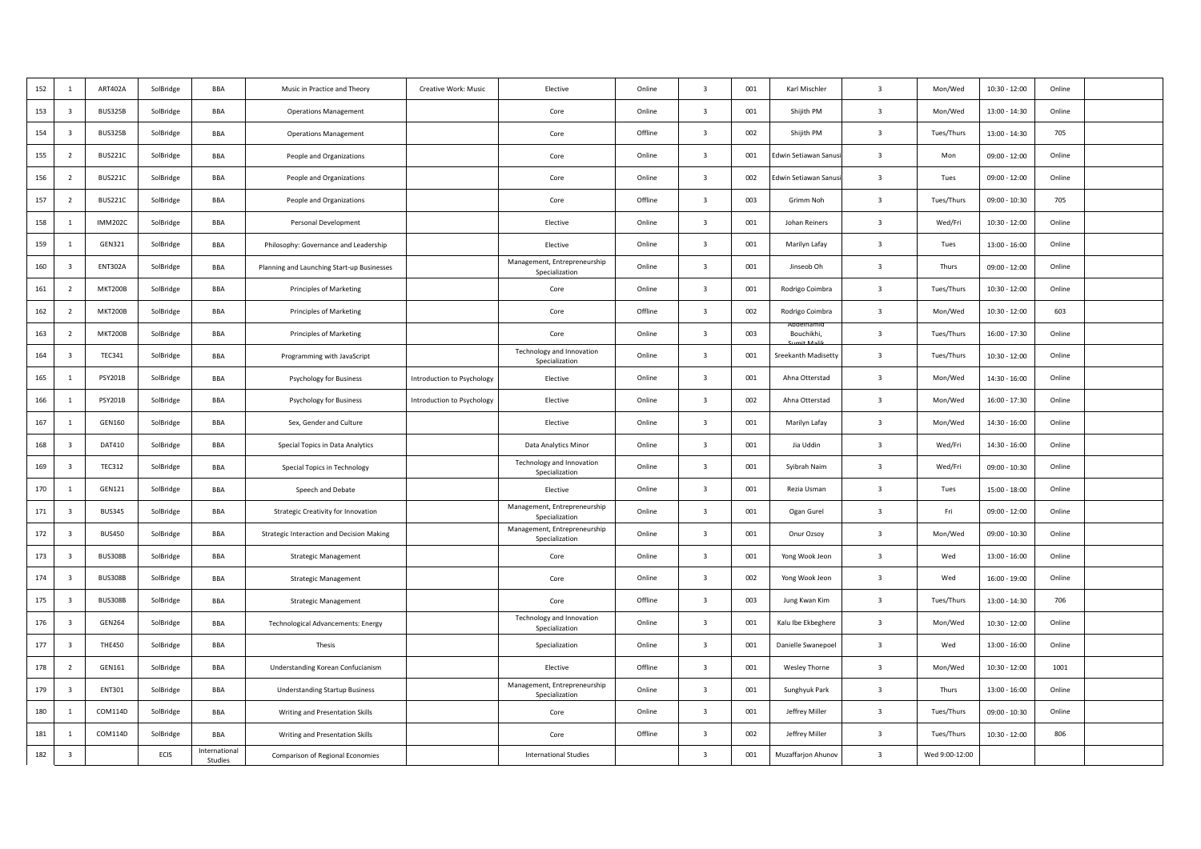| 152 | 1 | ART402A | SolBridge | BBA | Music in Practice and Theory | Creative Work: Music | Elective | Online | 3 | 001 | Karl Mischler | 3 | Mon/Wed | 10:30 - 12:00 | Online | |
|---|---|---|---|---|---|---|---|---|---|---|---|---|---|---|---|---|
| 153 | 3 | BUS325B | SolBridge | BBA | Operations Management | | Core | Online | 3 | 001 | Shijith PM | 3 | Mon/Wed | 13:00 - 14:30 | Online | |
| 154 | 3 | BUS325B | SolBridge | BBA | Operations Management | | Core | Offline | 3 | 002 | Shijith PM | 3 | Tues/Thurs | 13:00 - 14:30 | 705 | |
| 155 | 2 | BUS221C | SolBridge | BBA | People and Organizations | | Core | Online | 3 | 001 | Edwin Setiawan Sanusi | 3 | Mon | 09:00 - 12:00 | Online | |
| 156 | 2 | BUS221C | SolBridge | BBA | People and Organizations | | Core | Online | 3 | 002 | Edwin Setiawan Sanusi | 3 | Tues | 09:00 - 12:00 | Online | |
| 157 | 2 | BUS221C | SolBridge | BBA | People and Organizations | | Core | Offline | 3 | 003 | Grimm Noh | 3 | Tues/Thurs | 09:00 - 10:30 | 705 | |
| 158 | 1 | IMM202C | SolBridge | BBA | Personal Development | | Elective | Online | 3 | 001 | Johan Reiners | 3 | Wed/Fri | 10:30 - 12:00 | Online | |
| 159 | 1 | GEN321 | SolBridge | BBA | Philosophy: Governance and Leadership | | Elective | Online | 3 | 001 | Marilyn Lafay | 3 | Tues | 13:00 - 16:00 | Online | |
| 160 | 3 | ENT302A | SolBridge | BBA | Planning and Launching Start-up Businesses | | Management, Entrepreneurship Specialization | Online | 3 | 001 | Jinseob Oh | 3 | Thurs | 09:00 - 12:00 | Online | |
| 161 | 2 | MKT200B | SolBridge | BBA | Principles of Marketing | | Core | Online | 3 | 001 | Rodrigo Coimbra | 3 | Tues/Thurs | 10:30 - 12:00 | Online | |
| 162 | 2 | MKT200B | SolBridge | BBA | Principles of Marketing | | Core | Offline | 3 | 002 | Rodrigo Coimbra | 3 | Mon/Wed | 10:30 - 12:00 | 603 | |
| 163 | 2 | MKT200B | SolBridge | BBA | Principles of Marketing | | Core | Online | 3 | 003 | Abdelhamid Bouchikhi, Sumit Malik | 3 | Tues/Thurs | 16:00 - 17:30 | Online | |
| 164 | 3 | TEC341 | SolBridge | BBA | Programming with JavaScript | | Technology and Innovation Specialization | Online | 3 | 001 | Sreekanth Madisetty | 3 | Tues/Thurs | 10:30 - 12:00 | Online | |
| 165 | 1 | PSY201B | SolBridge | BBA | Psychology for Business | Introduction to Psychology | Elective | Online | 3 | 001 | Ahna Otterstad | 3 | Mon/Wed | 14:30 - 16:00 | Online | |
| 166 | 1 | PSY201B | SolBridge | BBA | Psychology for Business | Introduction to Psychology | Elective | Online | 3 | 002 | Ahna Otterstad | 3 | Mon/Wed | 16:00 - 17:30 | Online | |
| 167 | 1 | GEN160 | SolBridge | BBA | Sex, Gender and Culture | | Elective | Online | 3 | 001 | Marilyn Lafay | 3 | Mon/Wed | 14:30 - 16:00 | Online | |
| 168 | 3 | DAT410 | SolBridge | BBA | Special Topics in Data Analytics | | Data Analytics Minor | Online | 3 | 001 | Jia Uddin | 3 | Wed/Fri | 14:30 - 16:00 | Online | |
| 169 | 3 | TEC312 | SolBridge | BBA | Special Topics in Technology | | Technology and Innovation Specialization | Online | 3 | 001 | Syibrah Naim | 3 | Wed/Fri | 09:00 - 10:30 | Online | |
| 170 | 1 | GEN121 | SolBridge | BBA | Speech and Debate | | Elective | Online | 3 | 001 | Rezia Usman | 3 | Tues | 15:00 - 18:00 | Online | |
| 171 | 3 | BUS345 | SolBridge | BBA | Strategic Creativity for Innovation | | Management, Entrepreneurship Specialization | Online | 3 | 001 | Ogan Gurel | 3 | Fri | 09:00 - 12:00 | Online | |
| 172 | 3 | BUS450 | SolBridge | BBA | Strategic Interaction and Decision Making | | Management, Entrepreneurship Specialization | Online | 3 | 001 | Onur Ozsoy | 3 | Mon/Wed | 09:00 - 10:30 | Online | |
| 173 | 3 | BUS308B | SolBridge | BBA | Strategic Management | | Core | Online | 3 | 001 | Yong Wook Jeon | 3 | Wed | 13:00 - 16:00 | Online | |
| 174 | 3 | BUS308B | SolBridge | BBA | Strategic Management | | Core | Online | 3 | 002 | Yong Wook Jeon | 3 | Wed | 16:00 - 19:00 | Online | |
| 175 | 3 | BUS308B | SolBridge | BBA | Strategic Management | | Core | Offline | 3 | 003 | Jung Kwan Kim | 3 | Tues/Thurs | 13:00 - 14:30 | 706 | |
| 176 | 3 | GEN264 | SolBridge | BBA | Technological Advancements: Energy | | Technology and Innovation Specialization | Online | 3 | 001 | Kalu Ibe Ekbeghere | 3 | Mon/Wed | 10:30 - 12:00 | Online | |
| 177 | 3 | THE450 | SolBridge | BBA | Thesis | | Specialization | Online | 3 | 001 | Danielle Swanepoel | 3 | Wed | 13:00 - 16:00 | Online | |
| 178 | 2 | GEN161 | SolBridge | BBA | Understanding Korean Confucianism | | Elective | Offline | 3 | 001 | Wesley Thorne | 3 | Mon/Wed | 10:30 - 12:00 | 1001 | |
| 179 | 3 | ENT301 | SolBridge | BBA | Understanding Startup Business | | Management, Entrepreneurship Specialization | Online | 3 | 001 | Sunghyuk Park | 3 | Thurs | 13:00 - 16:00 | Online | |
| 180 | 1 | COM114D | SolBridge | BBA | Writing and Presentation Skills | | Core | Online | 3 | 001 | Jeffrey Miller | 3 | Tues/Thurs | 09:00 - 10:30 | Online | |
| 181 | 1 | COM114D | SolBridge | BBA | Writing and Presentation Skills | | Core | Offline | 3 | 002 | Jeffrey Miller | 3 | Tues/Thurs | 10:30 - 12:00 | 806 | |
| 182 | 3 | | ECIS | International Studies | Comparison of Regional Economies | | International Studies | | 3 | 001 | Muzaffarjon Ahunov | 3 | Wed 9:00-12:00 | | | |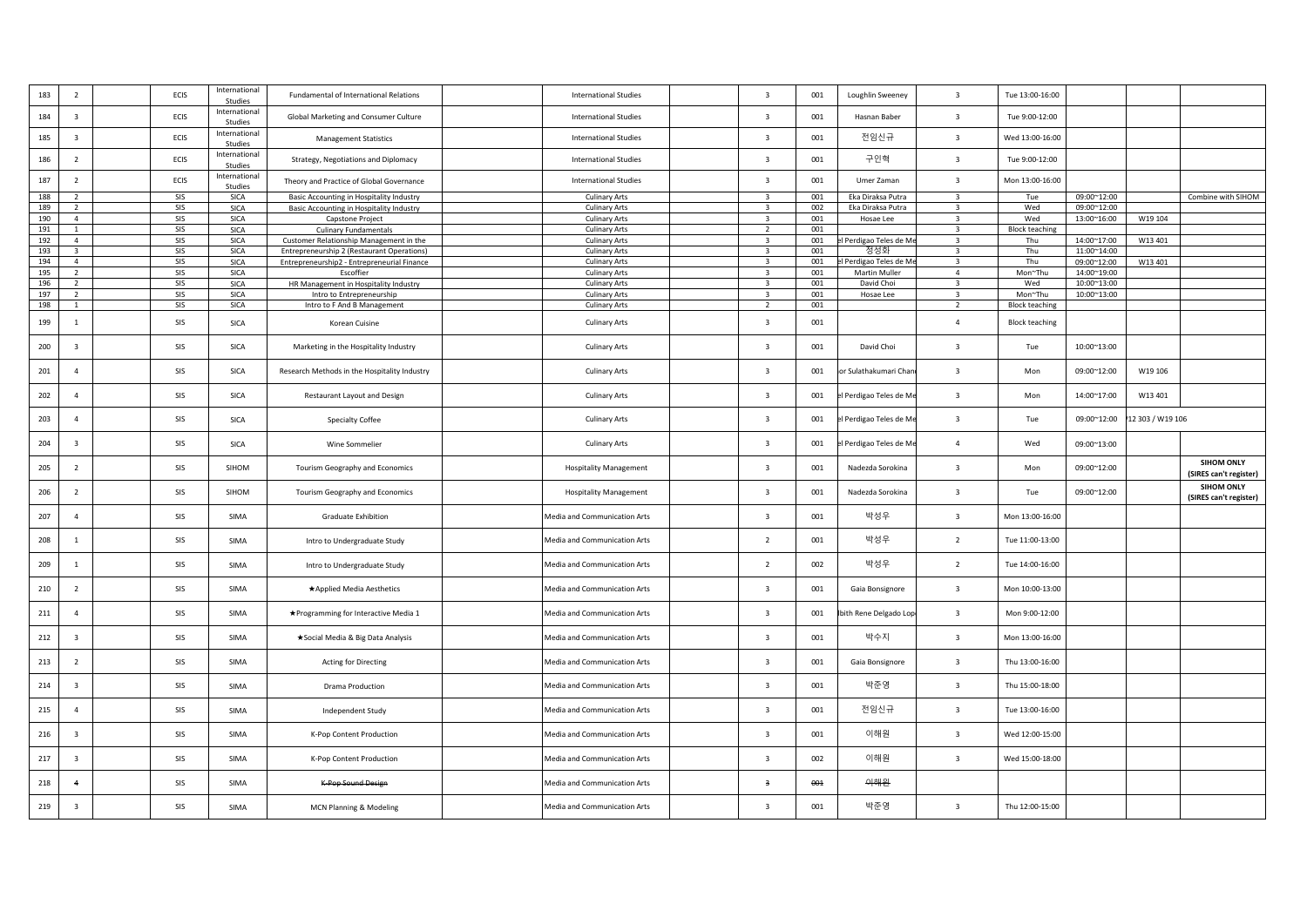| | | | | | | | | | | | | | | | | |
|---|---|---|---|---|---|---|---|---|---|---|---|---|---|---|---|---|
| 183 | 2 | | ECIS | International Studies | Fundamental of International Relations | | International Studies | | 3 | 001 | Loughlin Sweeney | 3 | Tue 13:00-16:00 | | | |
| 184 | 3 | | ECIS | International Studies | Global Marketing and Consumer Culture | | International Studies | | 3 | 001 | Hasnan Baber | 3 | Tue 9:00-12:00 | | | |
| 185 | 3 | | ECIS | International Studies | Management Statistics | | International Studies | | 3 | 001 | 전임신규 | 3 | Wed 13:00-16:00 | | | |
| 186 | 2 | | ECIS | International Studies | Strategy, Negotiations and Diplomacy | | International Studies | | 3 | 001 | 구인혁 | 3 | Tue 9:00-12:00 | | | |
| 187 | 2 | | ECIS | International Studies | Theory and Practice of Global Governance | | International Studies | | 3 | 001 | Umer Zaman | 3 | Mon 13:00-16:00 | | | |
| 188 | 2 | | SIS | SICA | Basic Accounting in Hospitality Industry | | Culinary Arts | | 3 | 001 | Eka Diraksa Putra | 3 | Tue | 09:00~12:00 | | Combine with SIHOM |
| 189 | 2 | | SIS | SICA | Basic Accounting in Hospitality Industry | | Culinary Arts | | 3 | 002 | Eka Diraksa Putra | 3 | Wed | 09:00~12:00 | | |
| 190 | 4 | | SIS | SICA | Capstone Project | | Culinary Arts | | 3 | 001 | Hosae Lee | 3 | Wed | 13:00~16:00 | W19 104 | |
| 191 | 1 | | SIS | SICA | Culinary Fundamentals | | Culinary Arts | | 2 | 001 | | 3 | Block teaching | | | |
| 192 | 4 | | SIS | SICA | Customer Relationship Management in the | | Culinary Arts | | 3 | 001 | el Perdigao Teles de Me | 3 | Thu | 14:00~17:00 | W13 401 | |
| 193 | 3 | | SIS | SICA | Entrepreneurship 2 (Restaurant Operations) | | Culinary Arts | | 3 | 001 | 정성화 | 3 | Thu | 11:00~14:00 | | |
| 194 | 4 | | SIS | SICA | Entrepreneurship2 - Entrepreneurial Finance | | Culinary Arts | | 3 | 001 | el Perdigao Teles de Me | 3 | Thu | 09:00~12:00 | W13 401 | |
| 195 | 2 | | SIS | SICA | Escoffier | | Culinary Arts | | 3 | 001 | Martin Muller | 4 | Mon~Thu | 14:00~19:00 | | |
| 196 | 2 | | SIS | SICA | HR Management in Hospitality Industry | | Culinary Arts | | 3 | 001 | David Choi | 3 | Wed | 10:00~13:00 | | |
| 197 | 2 | | SIS | SICA | Intro to Entrepreneurship | | Culinary Arts | | 3 | 001 | Hosae Lee | 3 | Mon~Thu | 10:00~13:00 | | |
| 198 | 1 | | SIS | SICA | Intro to F And B Management | | Culinary Arts | | 2 | 001 | | 2 | Block teaching | | | |
| 199 | 1 | | SIS | SICA | Korean Cuisine | | Culinary Arts | | 3 | 001 | | 4 | Block teaching | | | |
| 200 | 3 | | SIS | SICA | Marketing in the Hospitality Industry | | Culinary Arts | | 3 | 001 | David Choi | 3 | Tue | 10:00~13:00 | | |
| 201 | 4 | | SIS | SICA | Research Methods in the Hospitality Industry | | Culinary Arts | | 3 | 001 | or Sulathakumari Chan | 3 | Mon | 09:00~12:00 | W19 106 | |
| 202 | 4 | | SIS | SICA | Restaurant Layout and Design | | Culinary Arts | | 3 | 001 | el Perdigao Teles de Me | 3 | Mon | 14:00~17:00 | W13 401 | |
| 203 | 4 | | SIS | SICA | Specialty Coffee | | Culinary Arts | | 3 | 001 | el Perdigao Teles de Me | 3 | Tue | 09:00~12:00 | 12 303 / W19 106 | |
| 204 | 3 | | SIS | SICA | Wine Sommelier | | Culinary Arts | | 3 | 001 | el Perdigao Teles de Me | 4 | Wed | 09:00~13:00 | | |
| 205 | 2 | | SIS | SIHOM | Tourism Geography and Economics | | Hospitality Management | | 3 | 001 | Nadezda Sorokina | 3 | Mon | 09:00~12:00 | | **SIHOM ONLY (SIRES can't register)** |
| 206 | 2 | | SIS | SIHOM | Tourism Geography and Economics | | Hospitality Management | | 3 | 001 | Nadezda Sorokina | 3 | Tue | 09:00~12:00 | | **SIHOM ONLY (SIRES can't register)** |
| 207 | 4 | | SIS | SIMA | Graduate Exhibition | | Media and Communication Arts | | 3 | 001 | 박성우 | 3 | Mon 13:00-16:00 | | | |
| 208 | 1 | | SIS | SIMA | Intro to Undergraduate Study | | Media and Communication Arts | | 2 | 001 | 박성우 | 2 | Tue 11:00-13:00 | | | |
| 209 | 1 | | SIS | SIMA | Intro to Undergraduate Study | | Media and Communication Arts | | 2 | 002 | 박성우 | 2 | Tue 14:00-16:00 | | | |
| 210 | 2 | | SIS | SIMA | ★Applied Media Aesthetics | | Media and Communication Arts | | 3 | 001 | Gaia Bonsignore | 3 | Mon 10:00-13:00 | | | |
| 211 | 4 | | SIS | SIMA | ★Programming for Interactive Media 1 | | Media and Communication Arts | | 3 | 001 | lbith Rene Delgado Lop | 3 | Mon 9:00-12:00 | | | |
| 212 | 3 | | SIS | SIMA | ★Social Media & Big Data Analysis | | Media and Communication Arts | | 3 | 001 | 박수지 | 3 | Mon 13:00-16:00 | | | |
| 213 | 2 | | SIS | SIMA | Acting for Directing | | Media and Communication Arts | | 3 | 001 | Gaia Bonsignore | 3 | Thu 13:00-16:00 | | | |
| 214 | 3 | | SIS | SIMA | Drama Production | | Media and Communication Arts | | 3 | 001 | 박준영 | 3 | Thu 15:00-18:00 | | | |
| 215 | 4 | | SIS | SIMA | Independent Study | | Media and Communication Arts | | 3 | 001 | 전임신규 | 3 | Tue 13:00-16:00 | | | |
| 216 | 3 | | SIS | SIMA | K-Pop Content Production | | Media and Communication Arts | | 3 | 001 | 이해원 | 3 | Wed 12:00-15:00 | | | |
| 217 | 3 | | SIS | SIMA | K-Pop Content Production | | Media and Communication Arts | | 3 | 002 | 이해원 | 3 | Wed 15:00-18:00 | | | |
| 218 | ~~4~~ | | SIS | SIMA | ~~K-Pop Sound Design~~ | | Media and Communication Arts | | ~~3~~ | ~~001~~ | ~~이해원~~ | | | | | |
| 219 | 3 | | SIS | SIMA | MCN Planning & Modeling | | Media and Communication Arts | | 3 | 001 | 박준영 | 3 | Thu 12:00-15:00 | | | |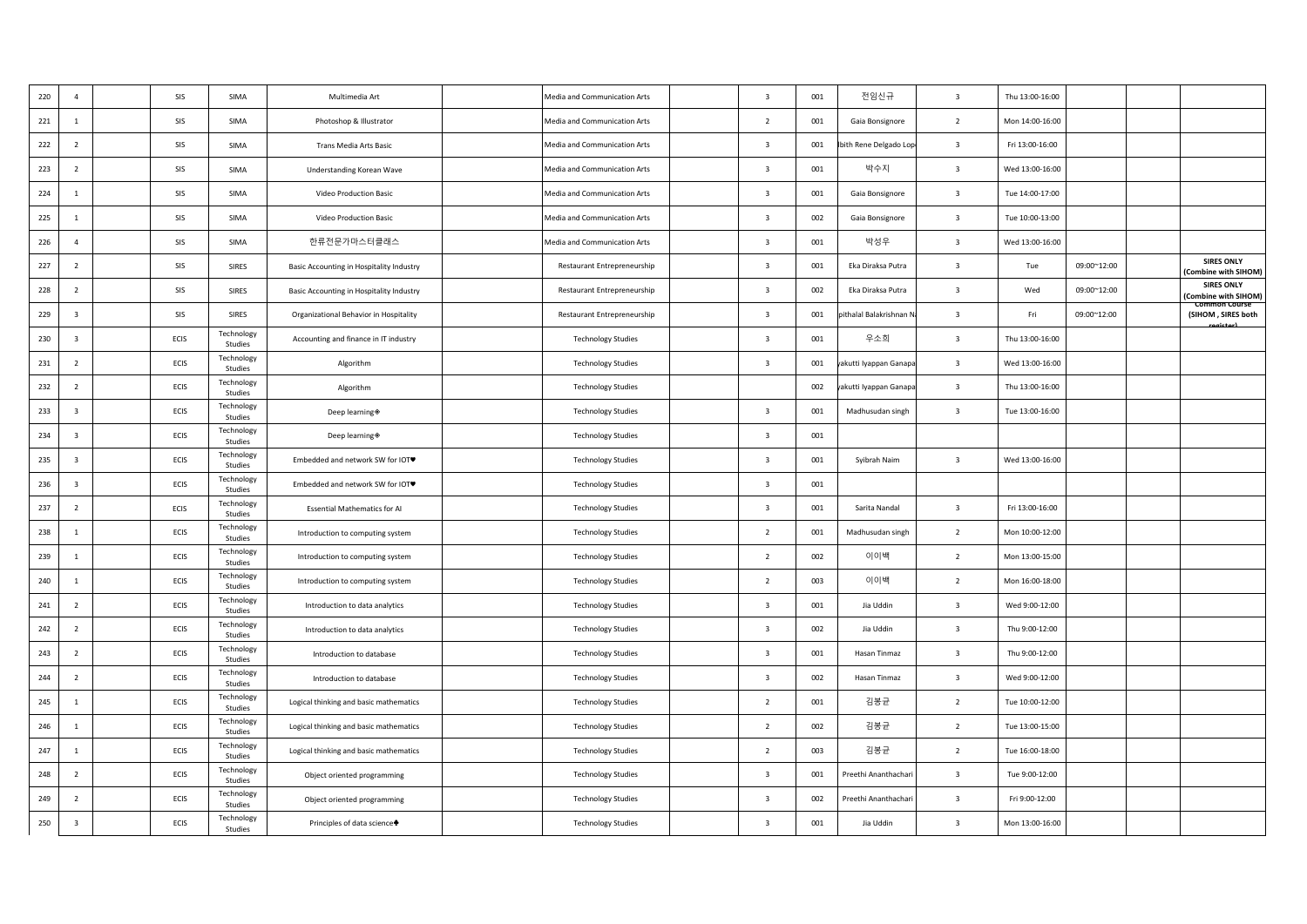| | | | | | | | | | | | | | | | | |
|---|---|---|---|---|---|---|---|---|---|---|---|---|---|---|---|---|
| 220 | 4 | | SIS | SIMA | Multimedia Art | | Media and Communication Arts | | 3 | 001 | 전임신규 | 3 | Thu 13:00-16:00 | | | |
| 221 | 1 | | SIS | SIMA | Photoshop & Illustrator | | Media and Communication Arts | | 2 | 001 | Gaia Bonsignore | 2 | Mon 14:00-16:00 | | | |
| 222 | 2 | | SIS | SIMA | Trans Media Arts Basic | | Media and Communication Arts | | 3 | 001 | lbith Rene Delgado Lop | 3 | Fri 13:00-16:00 | | | |
| 223 | 2 | | SIS | SIMA | Understanding Korean Wave | | Media and Communication Arts | | 3 | 001 | 박수지 | 3 | Wed 13:00-16:00 | | | |
| 224 | 1 | | SIS | SIMA | Video Production Basic | | Media and Communication Arts | | 3 | 001 | Gaia Bonsignore | 3 | Tue 14:00-17:00 | | | |
| 225 | 1 | | SIS | SIMA | Video Production Basic | | Media and Communication Arts | | 3 | 002 | Gaia Bonsignore | 3 | Tue 10:00-13:00 | | | |
| 226 | 4 | | SIS | SIMA | 한류전문가마스터클래스 | | Media and Communication Arts | | 3 | 001 | 박성우 | 3 | Wed 13:00-16:00 | | | |
| 227 | 2 | | SIS | SIRES | Basic Accounting in Hospitality Industry | | Restaurant Entrepreneurship | | 3 | 001 | Eka Diraksa Putra | 3 | Tue | 09:00~12:00 | | **SIRES ONLY (Combine with SIHOM)** |
| 228 | 2 | | SIS | SIRES | Basic Accounting in Hospitality Industry | | Restaurant Entrepreneurship | | 3 | 002 | Eka Diraksa Putra | 3 | Wed | 09:00~12:00 | | **SIRES ONLY (Combine with SIHOM)** |
| 229 | 3 | | SIS | SIRES | Organizational Behavior in Hospitality | | Restaurant Entrepreneurship | | 3 | 001 | pithalal Balakrishnan N | 3 | Fri | 09:00~12:00 | | **Common Course (SIHOM , SIRES both register)** |
| 230 | 3 | | ECIS | Technology Studies | Accounting and finance in IT industry | | Technology Studies | | 3 | 001 | 우소희 | 3 | Thu 13:00-16:00 | | | |
| 231 | 2 | | ECIS | Technology Studies | Algorithm | | Technology Studies | | 3 | 001 | yakutti Iyappan Ganapa | 3 | Wed 13:00-16:00 | | | |
| 232 | 2 | | ECIS | Technology Studies | Algorithm | | Technology Studies | | | 002 | yakutti Iyappan Ganapa | 3 | Thu 13:00-16:00 | | | |
| 233 | 3 | | ECIS | Technology Studies | Deep learning※ | | Technology Studies | | 3 | 001 | Madhusudan singh | 3 | Tue 13:00-16:00 | | | |
| 234 | 3 | | ECIS | Technology Studies | Deep learning※ | | Technology Studies | | 3 | 001 | | | | | | |
| 235 | 3 | | ECIS | Technology Studies | Embedded and network SW for IOT♥ | | Technology Studies | | 3 | 001 | Syibrah Naim | 3 | Wed 13:00-16:00 | | | |
| 236 | 3 | | ECIS | Technology Studies | Embedded and network SW for IOT♥ | | Technology Studies | | 3 | 001 | | | | | | |
| 237 | 2 | | ECIS | Technology Studies | Essential Mathematics for AI | | Technology Studies | | 3 | 001 | Sarita Nandal | 3 | Fri 13:00-16:00 | | | |
| 238 | 1 | | ECIS | Technology Studies | Introduction to computing system | | Technology Studies | | 2 | 001 | Madhusudan singh | 2 | Mon 10:00-12:00 | | | |
| 239 | 1 | | ECIS | Technology Studies | Introduction to computing system | | Technology Studies | | 2 | 002 | 이이백 | 2 | Mon 13:00-15:00 | | | |
| 240 | 1 | | ECIS | Technology Studies | Introduction to computing system | | Technology Studies | | 2 | 003 | 이이백 | 2 | Mon 16:00-18:00 | | | |
| 241 | 2 | | ECIS | Technology Studies | Introduction to data analytics | | Technology Studies | | 3 | 001 | Jia Uddin | 3 | Wed 9:00-12:00 | | | |
| 242 | 2 | | ECIS | Technology Studies | Introduction to data analytics | | Technology Studies | | 3 | 002 | Jia Uddin | 3 | Thu 9:00-12:00 | | | |
| 243 | 2 | | ECIS | Technology Studies | Introduction to database | | Technology Studies | | 3 | 001 | Hasan Tinmaz | 3 | Thu 9:00-12:00 | | | |
| 244 | 2 | | ECIS | Technology Studies | Introduction to database | | Technology Studies | | 3 | 002 | Hasan Tinmaz | 3 | Wed 9:00-12:00 | | | |
| 245 | 1 | | ECIS | Technology Studies | Logical thinking and basic mathematics | | Technology Studies | | 2 | 001 | 김봉균 | 2 | Tue 10:00-12:00 | | | |
| 246 | 1 | | ECIS | Technology Studies | Logical thinking and basic mathematics | | Technology Studies | | 2 | 002 | 김봉균 | 2 | Tue 13:00-15:00 | | | |
| 247 | 1 | | ECIS | Technology Studies | Logical thinking and basic mathematics | | Technology Studies | | 2 | 003 | 김봉균 | 2 | Tue 16:00-18:00 | | | |
| 248 | 2 | | ECIS | Technology Studies | Object oriented programming | | Technology Studies | | 3 | 001 | Preethi Ananthachari | 3 | Tue 9:00-12:00 | | | |
| 249 | 2 | | ECIS | Technology Studies | Object oriented programming | | Technology Studies | | 3 | 002 | Preethi Ananthachari | 3 | Fri 9:00-12:00 | | | |
| 250 | 3 | | ECIS | Technology Studies | Principles of data science♣ | | Technology Studies | | 3 | 001 | Jia Uddin | 3 | Mon 13:00-16:00 | | | |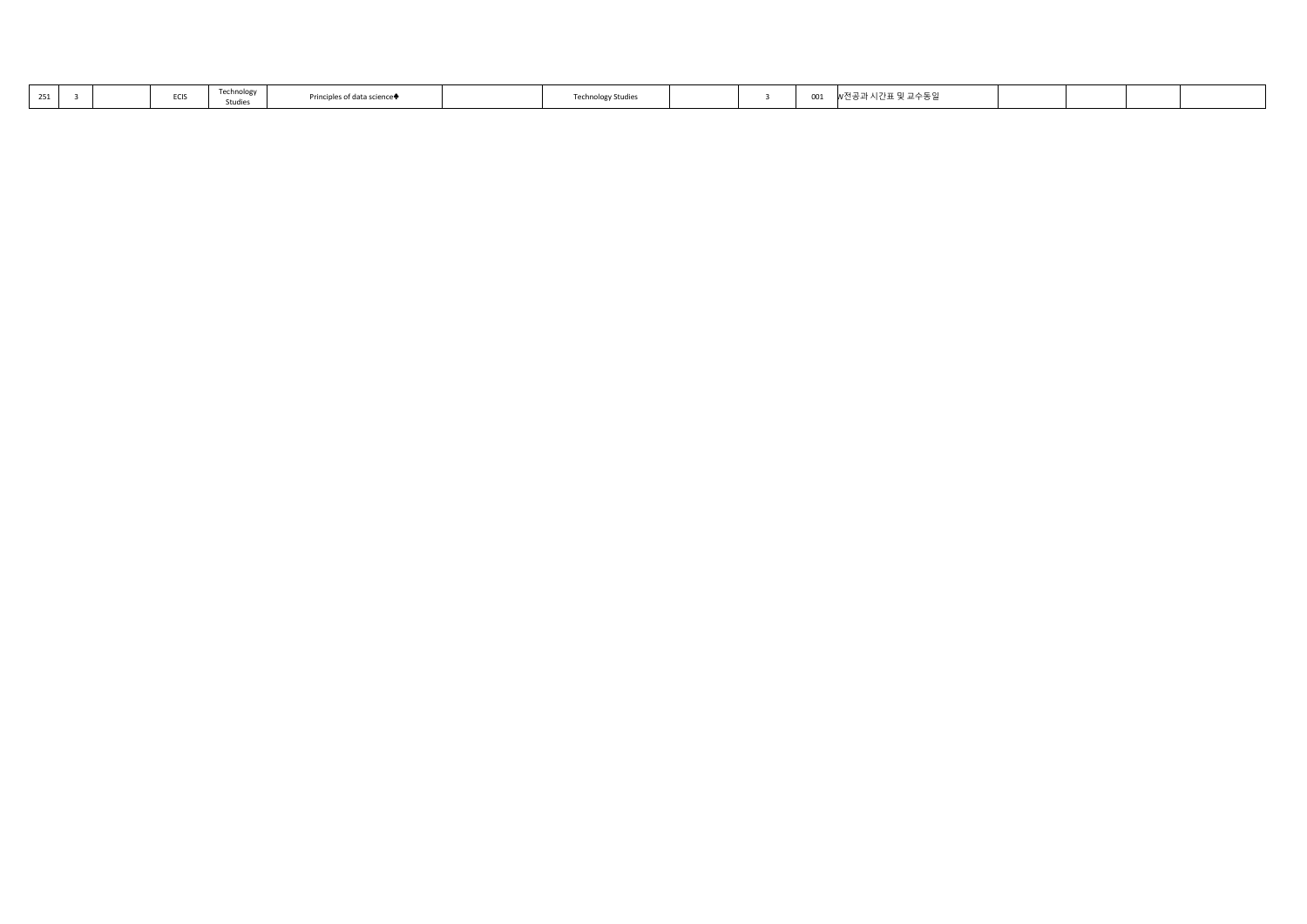| | | | | | | | | | | | | | | | | |
|---|---|---|---|---|---|---|---|---|---|---|---|---|---|---|---|---|
| 251 | 3 | | ECIS | Technology Studies | Principles of data science♣ | | Technology Studies | | 3 | 001 | w전공과 시간표 및 교수동일 | | | | |